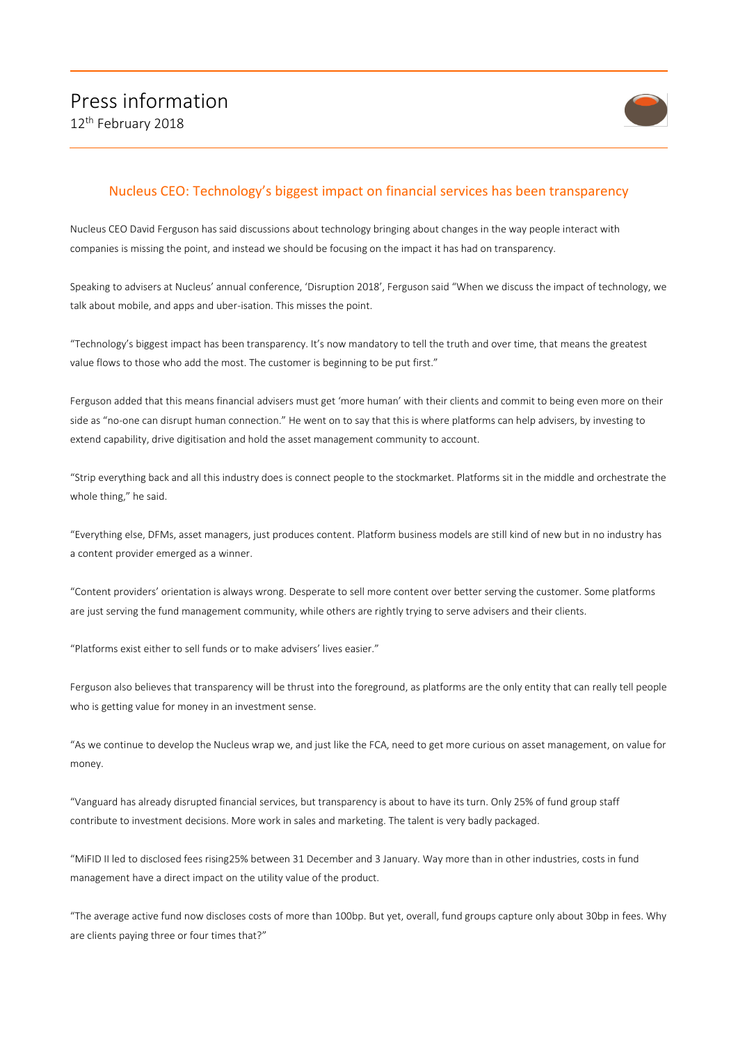# Press information

12th February 2018

## Nucleus CEO: Technology's biggest impact on financial services has been transparency

Nucleus CEO David Ferguson has said discussions about technology bringing about changes in the way people interact with companies is missing the point, and instead we should be focusing on the impact it has had on transparency.

Speaking to advisers at Nucleus' annual conference, 'Disruption 2018', Ferguson said "When we discuss the impact of technology, we talk about mobile, and apps and uber-isation. This misses the point.

"Technology's biggest impact has been transparency. It's now mandatory to tell the truth and over time, that means the greatest value flows to those who add the most. The customer is beginning to be put first."

Ferguson added that this means financial advisers must get 'more human' with their clients and commit to being even more on their side as "no-one can disrupt human connection." He went on to say that this is where platforms can help advisers, by investing to extend capability, drive digitisation and hold the asset management community to account.

"Strip everything back and all this industry does is connect people to the stockmarket. Platforms sit in the middle and orchestrate the whole thing," he said.

"Everything else, DFMs, asset managers, just produces content. Platform business models are still kind of new but in no industry has a content provider emerged as a winner.

"Content providers' orientation is always wrong. Desperate to sell more content over better serving the customer. Some platforms are just serving the fund management community, while others are rightly trying to serve advisers and their clients.

"Platforms exist either to sell funds or to make advisers' lives easier."

Ferguson also believes that transparency will be thrust into the foreground, as platforms are the only entity that can really tell people who is getting value for money in an investment sense.

"As we continue to develop the Nucleus wrap we, and just like the FCA, need to get more curious on asset management, on value for money.

"Vanguard has already disrupted financial services, but transparency is about to have its turn. Only 25% of fund group staff contribute to investment decisions. More work in sales and marketing. The talent is very badly packaged.

"MiFID II led to disclosed fees rising25% between 31 December and 3 January. Way more than in other industries, costs in fund management have a direct impact on the utility value of the product.

"The average active fund now discloses costs of more than 100bp. But yet, overall, fund groups capture only about 30bp in fees. Why are clients paying three or four times that?"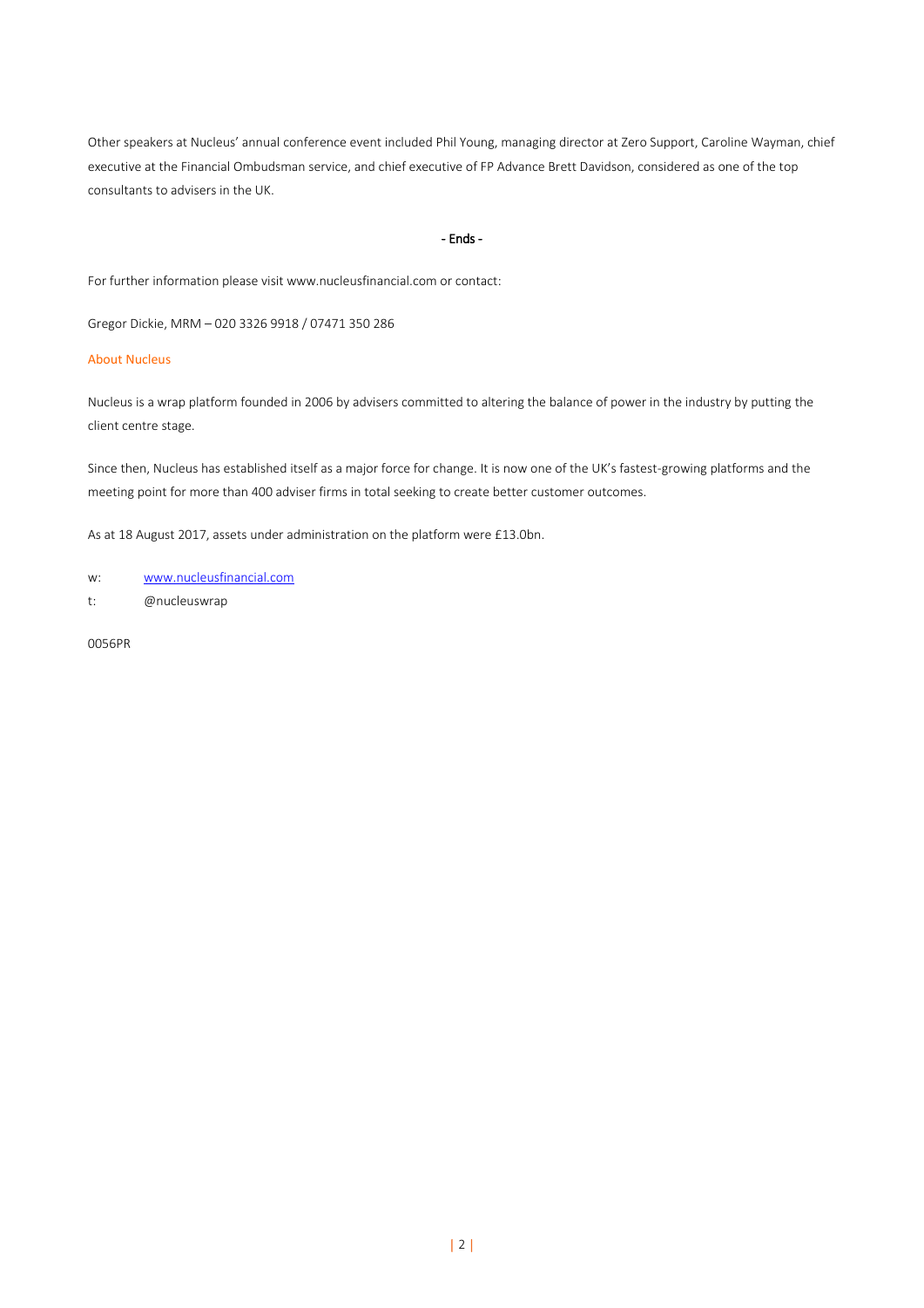Other speakers at Nucleus' annual conference event included Phil Young, managing director at Zero Support, Caroline Wayman, chief executive at the Financial Ombudsman service, and chief executive of FP Advance Brett Davidson, considered as one of the top consultants to advisers in the UK.

- Ends -

For further information please visit www.nucleusfinancial.com or contact:

Gregor Dickie, MRM – 020 3326 9918 / 07471 350 286

## About Nucleus

Nucleus is a wrap platform founded in 2006 by advisers committed to altering the balance of power in the industry by putting the client centre stage.

Since then, Nucleus has established itself as a major force for change. It is now one of the UK's fastest-growing platforms and the meeting point for more than 400 adviser firms in total seeking to create better customer outcomes.

As at 18 August 2017, assets under administration on the platform were £13.0bn.

w: www.nucleusfinancial.com

t: @nucleuswrap

0056PR